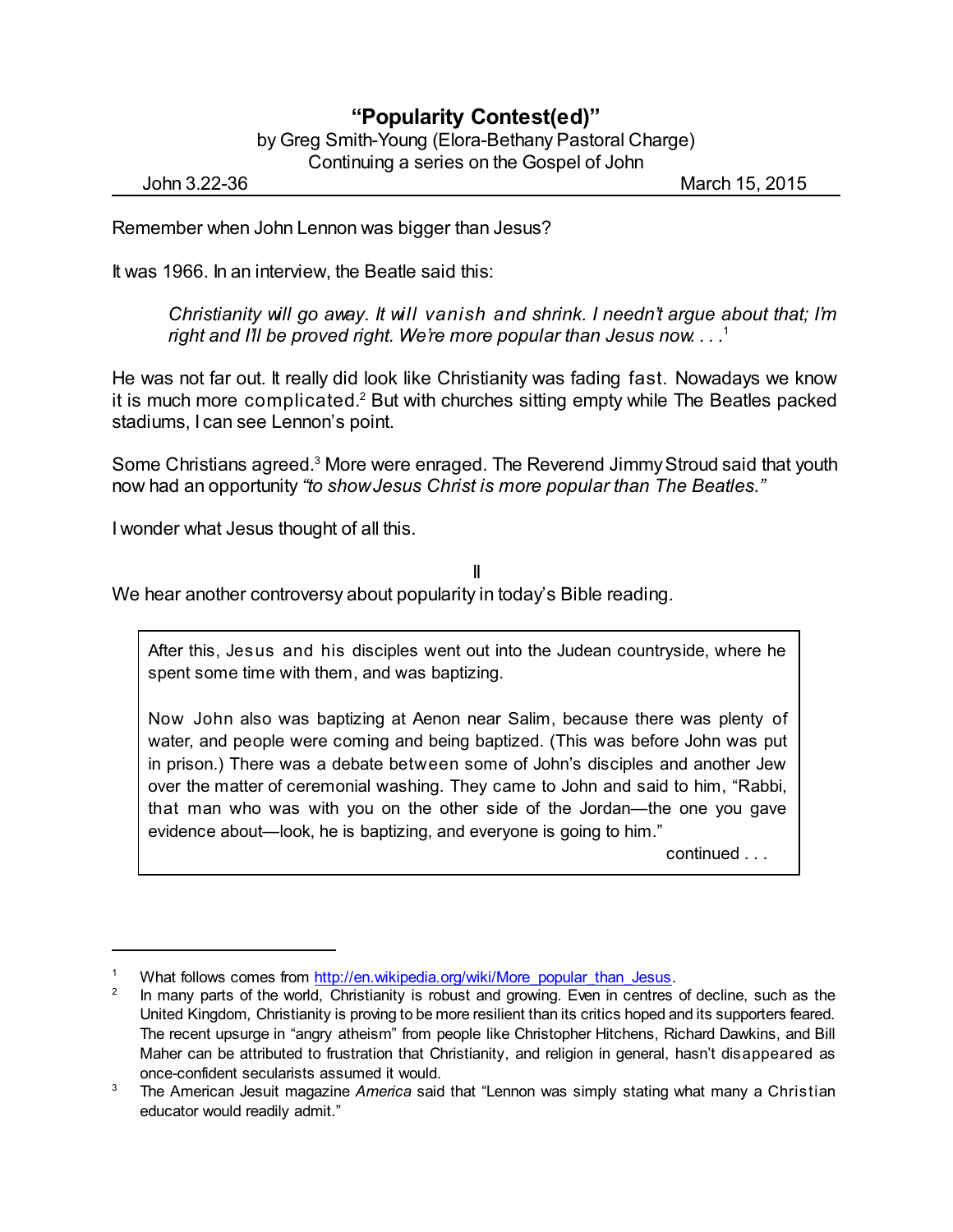# "Popularity Contest(ed)"

by Greg Smith-Young (Elora-Bethany Pastoral Charge)
Continuing a series on the Gospel of John

John 3.22-36 March 15, 2015

Remember when John Lennon was bigger than Jesus?

It was 1966. In an interview, the Beatle said this:

> *Christianity will go away. It will vanish and shrink. I needn't argue about that; I'm right and I'll be proved right. We're more popular than Jesus now. . . .*[1]

He was not far out. It really did look like Christianity was fading fast. Nowadays we know it is much more complicated.[2] But with churches sitting empty while The Beatles packed stadiums, I can see Lennon's point.

Some Christians agreed.[3] More were enraged. The Reverend Jimmy Stroud said that youth now had an opportunity *"to show Jesus Christ is more popular than The Beatles."*

I wonder what Jesus thought of all this.

II

We hear another controversy about popularity in today's Bible reading.

> After this, Jesus and his disciples went out into the Judean countryside, where he spent some time with them, and was baptizing.
>
> Now John also was baptizing at Aenon near Salim, because there was plenty of water, and people were coming and being baptized. (This was before John was put in prison.) There was a debate between some of John's disciples and another Jew over the matter of ceremonial washing. They came to John and said to him, "Rabbi, that man who was with you on the other side of the Jordan—the one you gave evidence about—look, he is baptizing, and everyone is going to him."
>
> continued . . .

---

[1] What follows comes from http://en.wikipedia.org/wiki/More_popular_than_Jesus.

[2] In many parts of the world, Christianity is robust and growing. Even in centres of decline, such as the United Kingdom, Christianity is proving to be more resilient than its critics hoped and its supporters feared. The recent upsurge in "angry atheism" from people like Christopher Hitchens, Richard Dawkins, and Bill Maher can be attributed to frustration that Christianity, and religion in general, hasn't disappeared as once-confident secularists assumed it would.

[3] The American Jesuit magazine *America* said that "Lennon was simply stating what many a Christian educator would readily admit."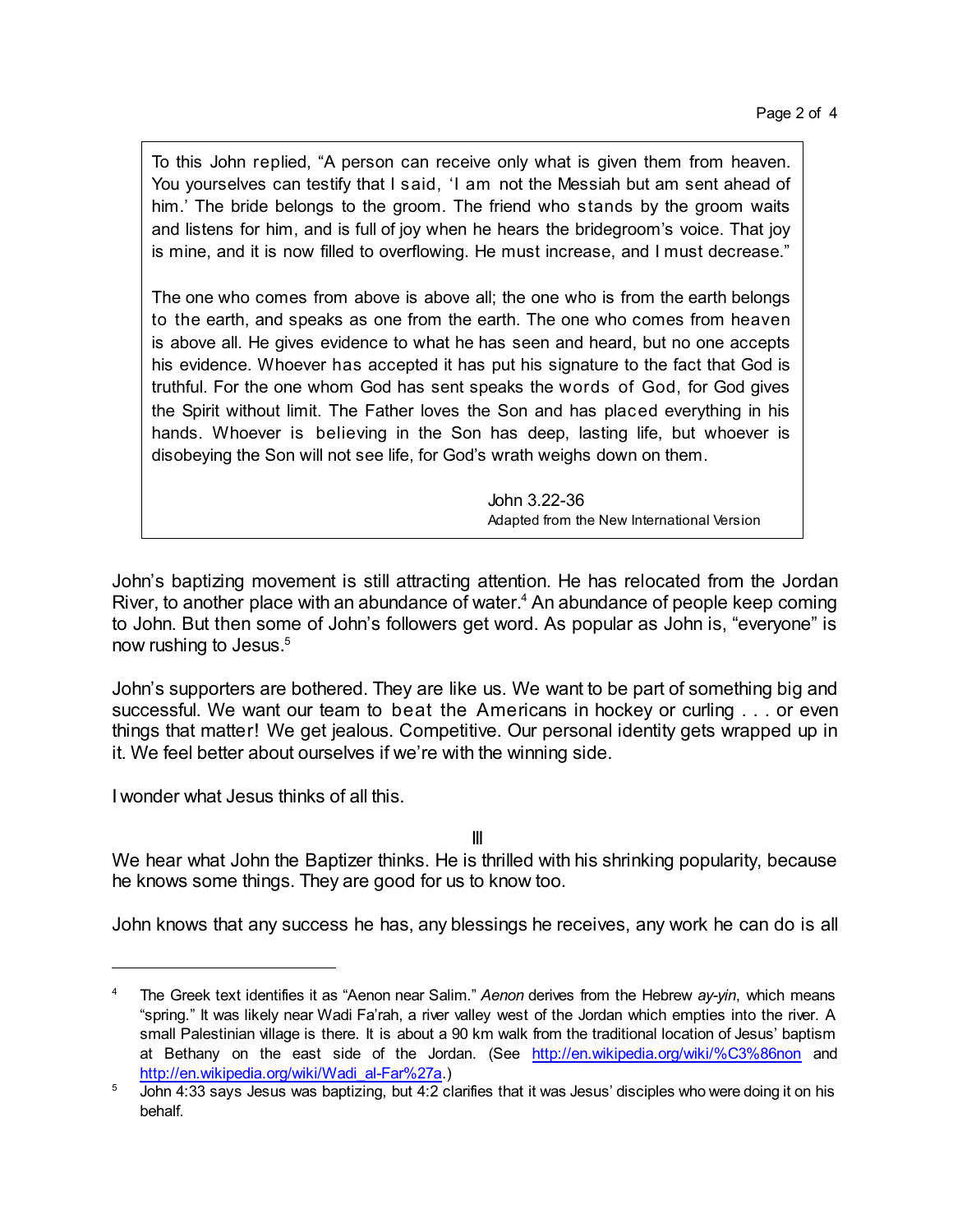> To this John replied, "A person can receive only what is given them from heaven. You yourselves can testify that I said, 'I am not the Messiah but am sent ahead of him.' The bride belongs to the groom. The friend who stands by the groom waits and listens for him, and is full of joy when he hears the bridegroom's voice. That joy is mine, and it is now filled to overflowing. He must increase, and I must decrease."
>
> The one who comes from above is above all; the one who is from the earth belongs to the earth, and speaks as one from the earth. The one who comes from heaven is above all. He gives evidence to what he has seen and heard, but no one accepts his evidence. Whoever has accepted it has put his signature to the fact that God is truthful. For the one whom God has sent speaks the words of God, for God gives the Spirit without limit. The Father loves the Son and has placed everything in his hands. Whoever is believing in the Son has deep, lasting life, but whoever is disobeying the Son will not see life, for God's wrath weighs down on them.
>
> John 3.22-36
> Adapted from the New International Version

John's baptizing movement is still attracting attention. He has relocated from the Jordan River, to another place with an abundance of water.[4] An abundance of people keep coming to John. But then some of John's followers get word. As popular as John is, "everyone" is now rushing to Jesus.[5]

John's supporters are bothered. They are like us. We want to be part of something big and successful. We want our team to beat the Americans in hockey or curling . . . or even things that matter! We get jealous. Competitive. Our personal identity gets wrapped up in it. We feel better about ourselves if we're with the winning side.

I wonder what Jesus thinks of all this.

III

We hear what John the Baptizer thinks. He is thrilled with his shrinking popularity, because he knows some things. They are good for us to know too.

John knows that any success he has, any blessings he receives, any work he can do is all

---

[4] The Greek text identifies it as "Aenon near Salim." *Aenon* derives from the Hebrew *ay-yin*, which means "spring." It was likely near Wadi Fa'rah, a river valley west of the Jordan which empties into the river. A small Palestinian village is there. It is about a 90 km walk from the traditional location of Jesus' baptism at Bethany on the east side of the Jordan. (See http://en.wikipedia.org/wiki/%C3%86non and http://en.wikipedia.org/wiki/Wadi_al-Far%27a.)

[5] John 4:33 says Jesus was baptizing, but 4:2 clarifies that it was Jesus' disciples who were doing it on his behalf.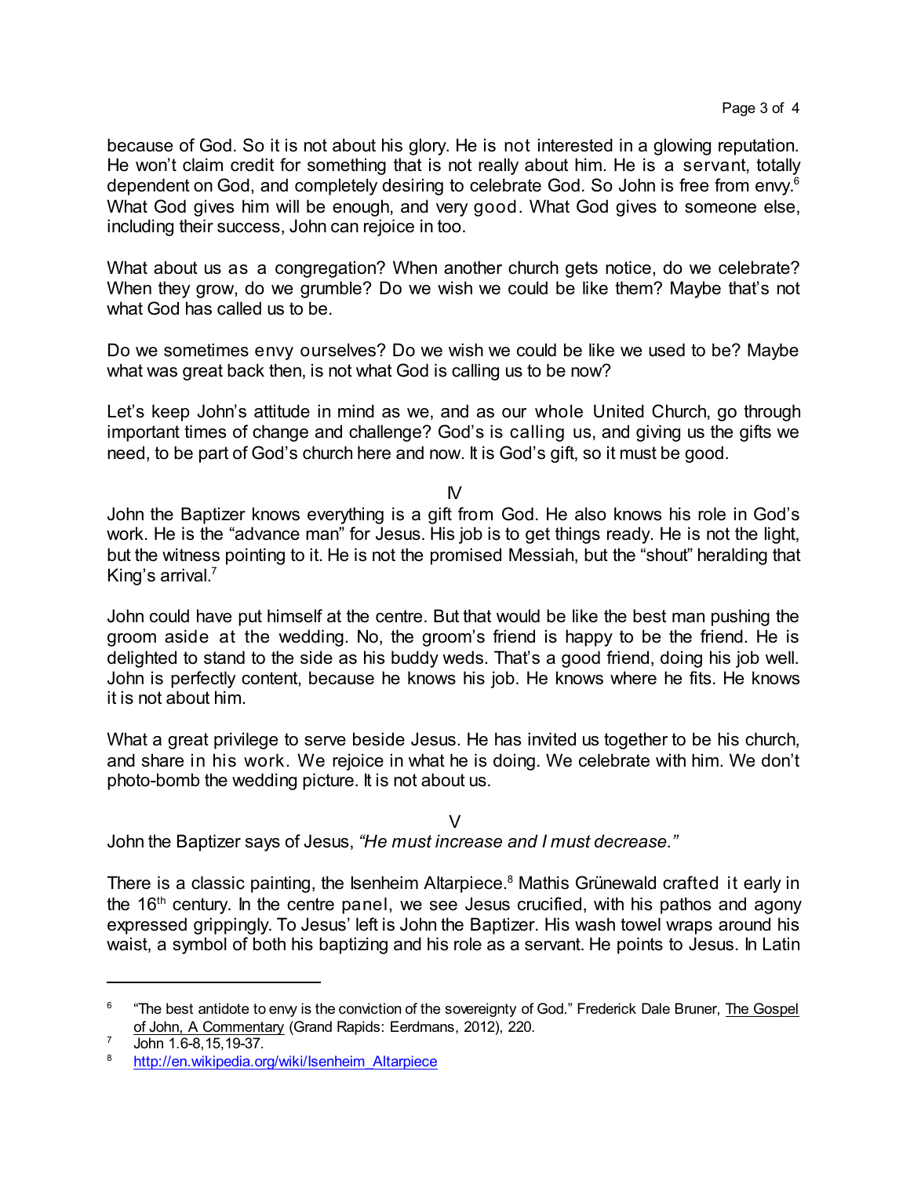because of God. So it is not about his glory. He is not interested in a glowing reputation. He won't claim credit for something that is not really about him. He is a servant, totally dependent on God, and completely desiring to celebrate God. So John is free from envy.[6] What God gives him will be enough, and very good. What God gives to someone else, including their success, John can rejoice in too.

What about us as a congregation? When another church gets notice, do we celebrate? When they grow, do we grumble? Do we wish we could be like them? Maybe that's not what God has called us to be.

Do we sometimes envy ourselves? Do we wish we could be like we used to be? Maybe what was great back then, is not what God is calling us to be now?

Let's keep John's attitude in mind as we, and as our whole United Church, go through important times of change and challenge? God's is calling us, and giving us the gifts we need, to be part of God's church here and now. It is God's gift, so it must be good.

IV

John the Baptizer knows everything is a gift from God. He also knows his role in God's work. He is the "advance man" for Jesus. His job is to get things ready. He is not the light, but the witness pointing to it. He is not the promised Messiah, but the "shout" heralding that King's arrival.[7]

John could have put himself at the centre. But that would be like the best man pushing the groom aside at the wedding. No, the groom's friend is happy to be the friend. He is delighted to stand to the side as his buddy weds. That's a good friend, doing his job well. John is perfectly content, because he knows his job. He knows where he fits. He knows it is not about him.

What a great privilege to serve beside Jesus. He has invited us together to be his church, and share in his work. We rejoice in what he is doing. We celebrate with him. We don't photo-bomb the wedding picture. It is not about us.

V

John the Baptizer says of Jesus, *"He must increase and I must decrease."*

There is a classic painting, the Isenheim Altarpiece.[8] Mathis Grünewald crafted it early in the 16th century. In the centre panel, we see Jesus crucified, with his pathos and agony expressed grippingly. To Jesus' left is John the Baptizer. His wash towel wraps around his waist, a symbol of both his baptizing and his role as a servant. He points to Jesus. In Latin

---

[6] "The best antidote to envy is the conviction of the sovereignty of God." Frederick Dale Bruner, The Gospel of John, A Commentary (Grand Rapids: Eerdmans, 2012), 220.

[7] John 1.6-8,15,19-37.

[8] http://en.wikipedia.org/wiki/Isenheim_Altarpiece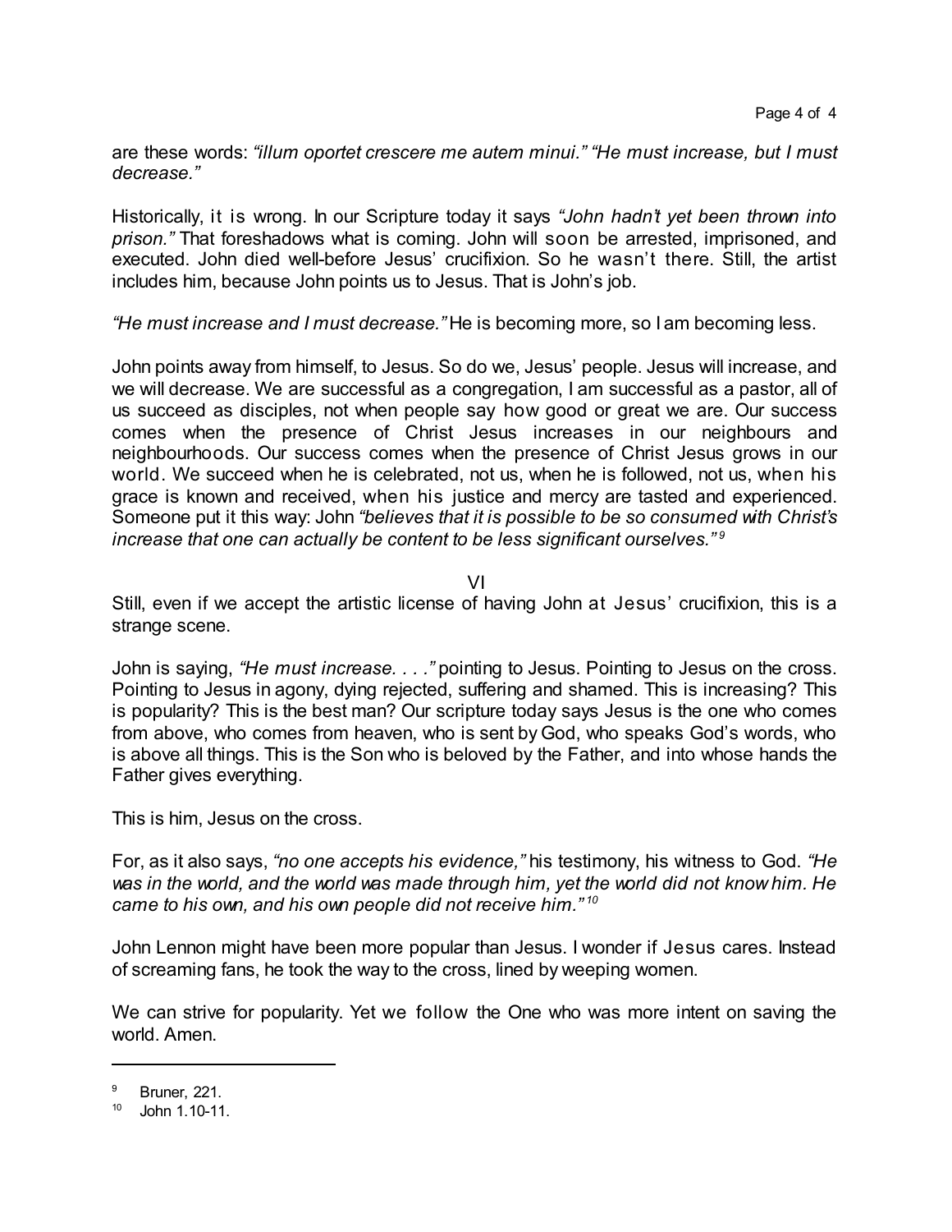are these words: *"illum oportet crescere me autem minui." "He must increase, but I must decrease."*

Historically, it is wrong. In our Scripture today it says *"John hadn't yet been thrown into prison."* That foreshadows what is coming. John will soon be arrested, imprisoned, and executed. John died well-before Jesus' crucifixion. So he wasn't there. Still, the artist includes him, because John points us to Jesus. That is John's job.

*"He must increase and I must decrease."* He is becoming more, so I am becoming less.

John points away from himself, to Jesus. So do we, Jesus' people. Jesus will increase, and we will decrease. We are successful as a congregation, I am successful as a pastor, all of us succeed as disciples, not when people say how good or great we are. Our success comes when the presence of Christ Jesus increases in our neighbours and neighbourhoods. Our success comes when the presence of Christ Jesus grows in our world. We succeed when he is celebrated, not us, when he is followed, not us, when his grace is known and received, when his justice and mercy are tasted and experienced. Someone put it this way: John *"believes that it is possible to be so consumed with Christ's increase that one can actually be content to be less significant ourselves."*[9]

VI

Still, even if we accept the artistic license of having John at Jesus' crucifixion, this is a strange scene.

John is saying, *"He must increase. . . ."* pointing to Jesus. Pointing to Jesus on the cross. Pointing to Jesus in agony, dying rejected, suffering and shamed. This is increasing? This is popularity? This is the best man? Our scripture today says Jesus is the one who comes from above, who comes from heaven, who is sent by God, who speaks God's words, who is above all things. This is the Son who is beloved by the Father, and into whose hands the Father gives everything.

This is him, Jesus on the cross.

For, as it also says, *"no one accepts his evidence,"* his testimony, his witness to God. *"He was in the world, and the world was made through him, yet the world did not know him. He came to his own, and his own people did not receive him."*[10]

John Lennon might have been more popular than Jesus. I wonder if Jesus cares. Instead of screaming fans, he took the way to the cross, lined by weeping women.

We can strive for popularity. Yet we follow the One who was more intent on saving the world. Amen.

---

[9] Bruner, 221.

[10] John 1.10-11.